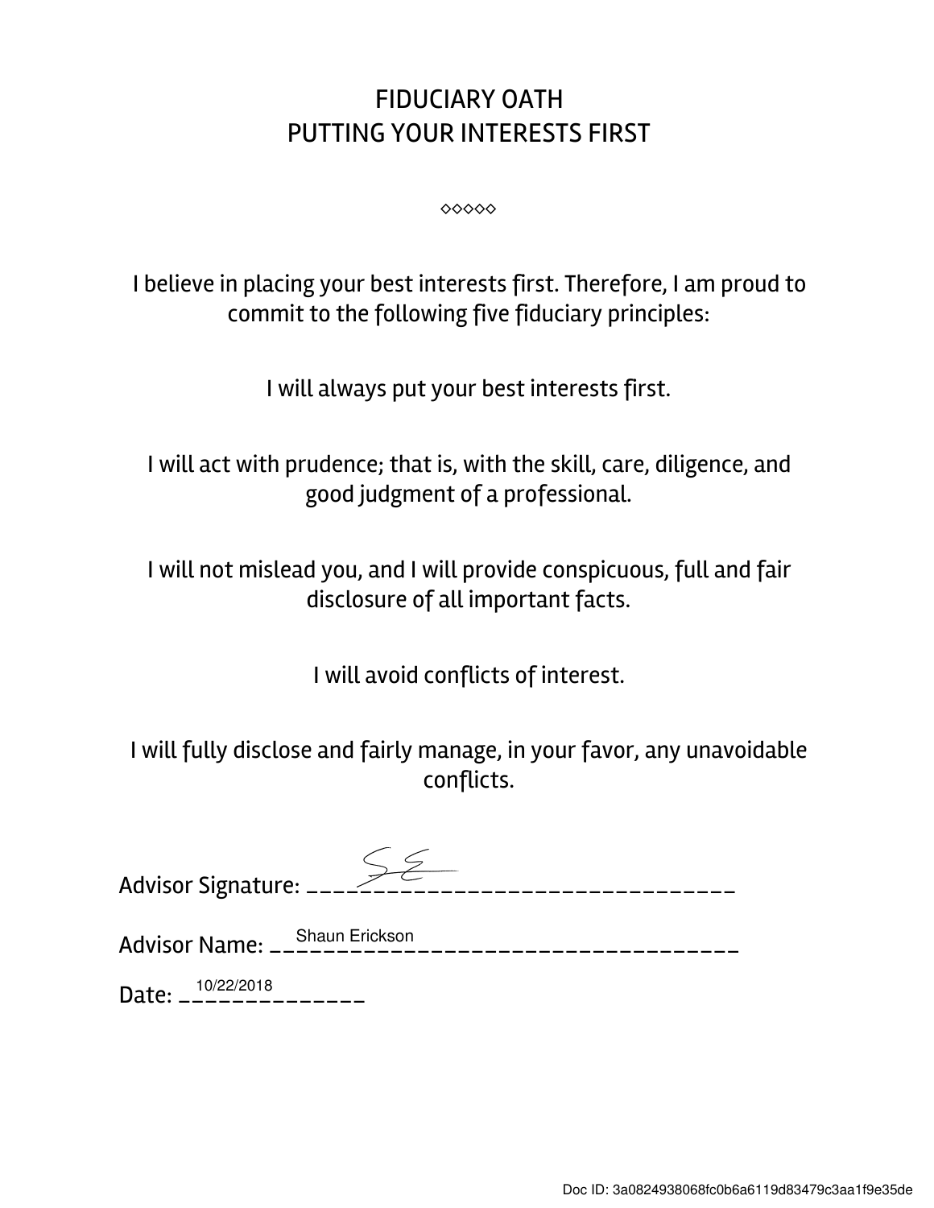# FIDUCIARY OATH
# PUTTING YOUR INTERESTS FIRST

◇◇◇◇◇

I believe in placing your best interests first. Therefore, I am proud to commit to the following five fiduciary principles:

I will always put your best interests first.

I will act with prudence; that is, with the skill, care, diligence, and good judgment of a professional.

I will not mislead you, and I will provide conspicuous, full and fair disclosure of all important facts.

I will avoid conflicts of interest.

I will fully disclose and fairly manage, in your favor, any unavoidable conflicts.

Advisor Signature: SE

Advisor Name: Shaun Erickson

Date: 10/22/2018

Doc ID: 3a0824938068fc0b6a6119d83479c3aa1f9e35de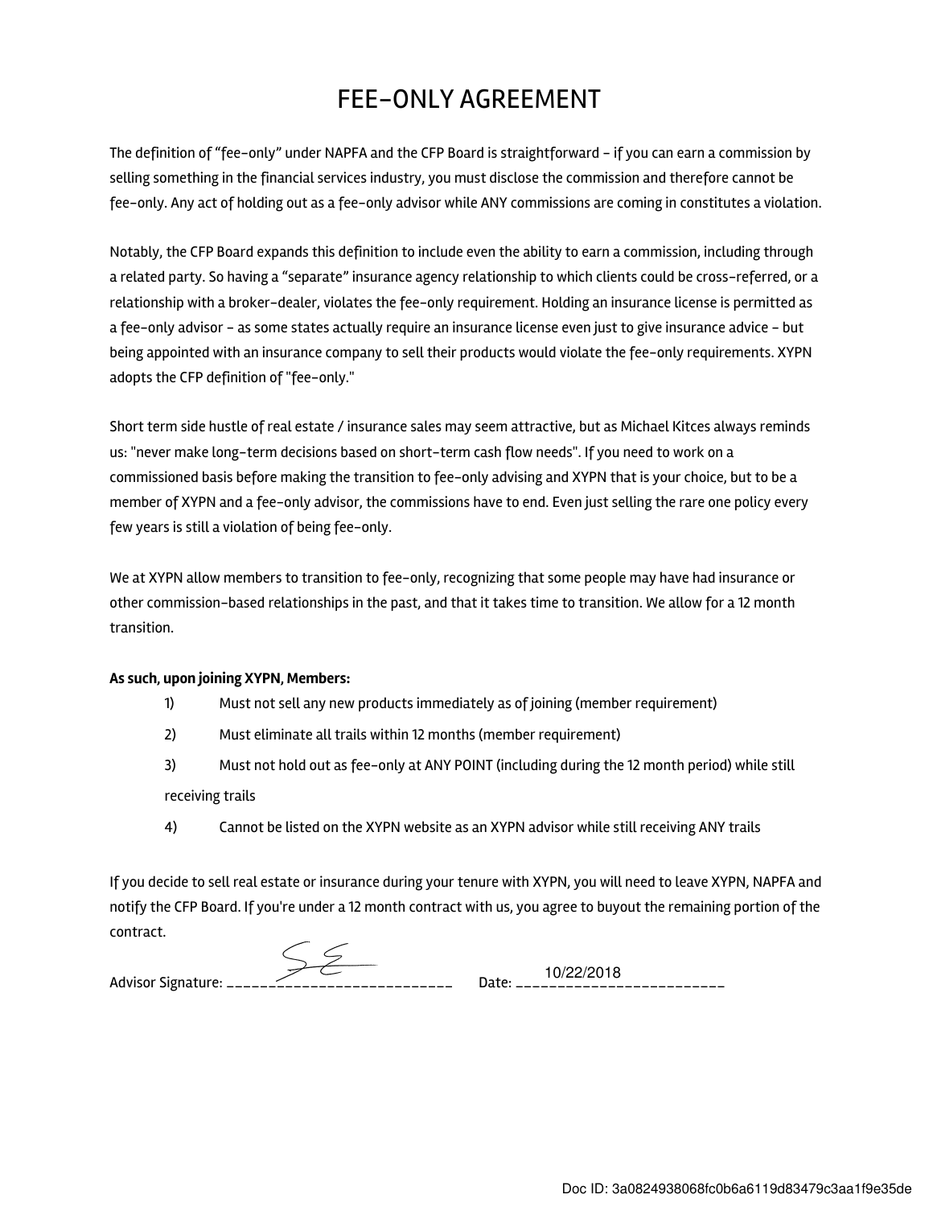# FEE-ONLY AGREEMENT

The definition of "fee-only" under NAPFA and the CFP Board is straightforward – if you can earn a commission by selling something in the financial services industry, you must disclose the commission and therefore cannot be fee-only. Any act of holding out as a fee-only advisor while ANY commissions are coming in constitutes a violation.

Notably, the CFP Board expands this definition to include even the ability to earn a commission, including through a related party. So having a "separate" insurance agency relationship to which clients could be cross-referred, or a relationship with a broker-dealer, violates the fee-only requirement. Holding an insurance license is permitted as a fee-only advisor – as some states actually require an insurance license even just to give insurance advice – but being appointed with an insurance company to sell their products would violate the fee-only requirements. XYPN adopts the CFP definition of "fee-only."

Short term side hustle of real estate / insurance sales may seem attractive, but as Michael Kitces always reminds us: "never make long-term decisions based on short-term cash flow needs". If you need to work on a commissioned basis before making the transition to fee-only advising and XYPN that is your choice, but to be a member of XYPN and a fee-only advisor, the commissions have to end. Even just selling the rare one policy every few years is still a violation of being fee-only.

We at XYPN allow members to transition to fee-only, recognizing that some people may have had insurance or other commission-based relationships in the past, and that it takes time to transition. We allow for a 12 month transition.

**As such, upon joining XYPN, Members:**

1) Must not sell any new products immediately as of joining (member requirement)
2) Must eliminate all trails within 12 months (member requirement)
3) Must not hold out as fee-only at ANY POINT (including during the 12 month period) while still receiving trails
4) Cannot be listed on the XYPN website as an XYPN advisor while still receiving ANY trails

If you decide to sell real estate or insurance during your tenure with XYPN, you will need to leave XYPN, NAPFA and notify the CFP Board. If you're under a 12 month contract with us, you agree to buyout the remaining portion of the contract.

Advisor Signature: ___________________________ Date: 10/22/2018

Doc ID: 3a0824938068fc0b6a6119d83479c3aa1f9e35de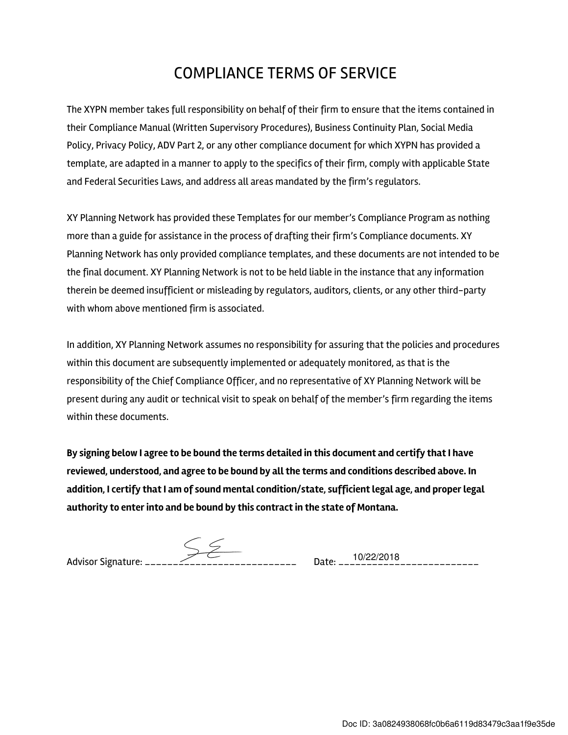# COMPLIANCE TERMS OF SERVICE

The XYPN member takes full responsibility on behalf of their firm to ensure that the items contained in their Compliance Manual (Written Supervisory Procedures), Business Continuity Plan, Social Media Policy, Privacy Policy, ADV Part 2, or any other compliance document for which XYPN has provided a template, are adapted in a manner to apply to the specifics of their firm, comply with applicable State and Federal Securities Laws, and address all areas mandated by the firm's regulators.

XY Planning Network has provided these Templates for our member's Compliance Program as nothing more than a guide for assistance in the process of drafting their firm's Compliance documents. XY Planning Network has only provided compliance templates, and these documents are not intended to be the final document. XY Planning Network is not to be held liable in the instance that any information therein be deemed insufficient or misleading by regulators, auditors, clients, or any other third-party with whom above mentioned firm is associated.

In addition, XY Planning Network assumes no responsibility for assuring that the policies and procedures within this document are subsequently implemented or adequately monitored, as that is the responsibility of the Chief Compliance Officer, and no representative of XY Planning Network will be present during any audit or technical visit to speak on behalf of the member's firm regarding the items within these documents.

**By signing below I agree to be bound the terms detailed in this document and certify that I have reviewed, understood, and agree to be bound by all the terms and conditions described above. In addition, I certify that I am of sound mental condition/state, sufficient legal age, and proper legal authority to enter into and be bound by this contract in the state of Montana.**

Advisor Signature: ___________________________ Date: 10/22/2018

Doc ID: 3a0824938068fc0b6a6119d83479c3aa1f9e35de